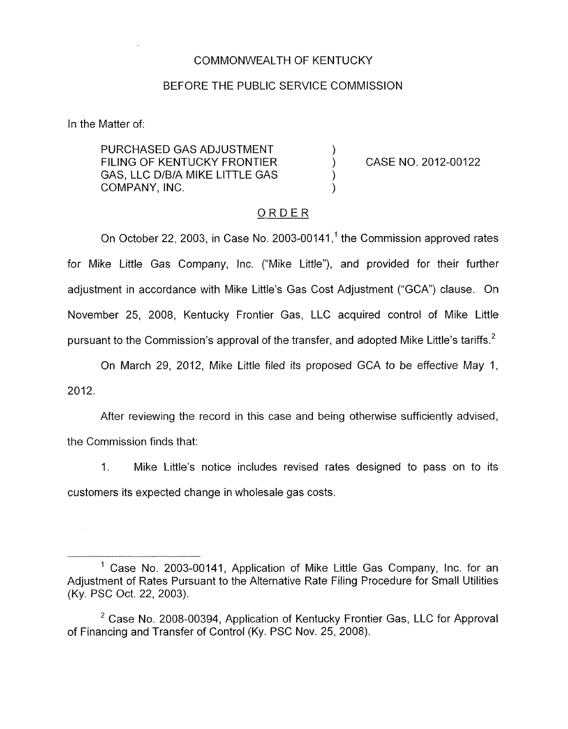COMMONWEALTH OF KENTUCKY

BEFORE THE PUBLIC SERVICE COMMISSION

In the Matter of:

| | | |
|---|---|---|
| PURCHASED GAS ADJUSTMENT FILING OF KENTUCKY FRONTIER GAS, LLC D/B/A MIKE LITTLE GAS COMPANY, INC. | ) ) ) ) | CASE NO. 2012-00122 |

ORDER

On October 22, 2003, in Case No. 2003-00141,[1] the Commission approved rates for Mike Little Gas Company, Inc. ("Mike Little"), and provided for their further adjustment in accordance with Mike Little's Gas Cost Adjustment ("GCA") clause. On November 25, 2008, Kentucky Frontier Gas, LLC acquired control of Mike Little pursuant to the Commission's approval of the transfer, and adopted Mike Little's tariffs.[2]

On March 29, 2012, Mike Little filed its proposed GCA to be effective May 1, 2012.

After reviewing the record in this case and being otherwise sufficiently advised, the Commission finds that:

1. Mike Little's notice includes revised rates designed to pass on to its customers its expected change in wholesale gas costs.

---

[1] Case No. 2003-00141, Application of Mike Little Gas Company, Inc. for an Adjustment of Rates Pursuant to the Alternative Rate Filing Procedure for Small Utilities (Ky. PSC Oct. 22, 2003).

[2] Case No. 2008-00394, Application of Kentucky Frontier Gas, LLC for Approval of Financing and Transfer of Control (Ky. PSC Nov. 25, 2008).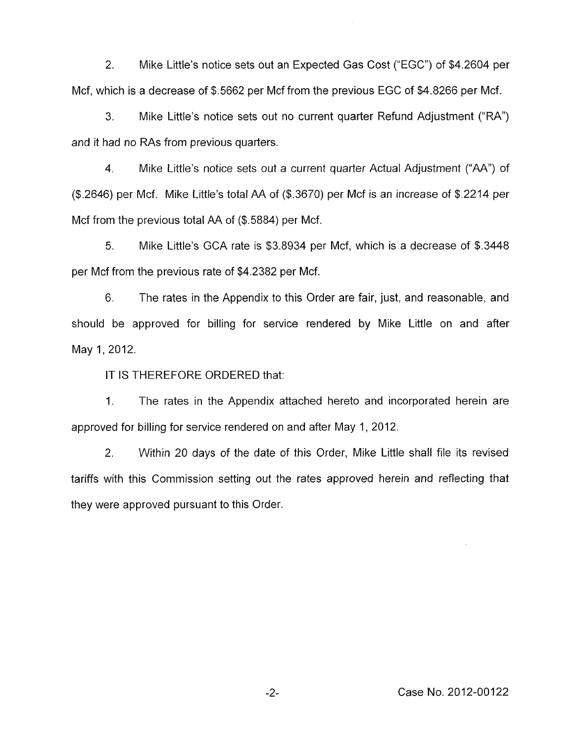2. Mike Little's notice sets out an Expected Gas Cost ("EGC") of $4.2604 per Mcf, which is a decrease of $.5662 per Mcf from the previous EGC of $4.8266 per Mcf.

3. Mike Little's notice sets out no current quarter Refund Adjustment ("RA") and it had no RAs from previous quarters.

4. Mike Little's notice sets out a current quarter Actual Adjustment ("AA") of ($.2646) per Mcf. Mike Little's total AA of ($.3670) per Mcf is an increase of $.2214 per Mcf from the previous total AA of ($.5884) per Mcf.

5. Mike Little's GCA rate is $3.8934 per Mcf, which is a decrease of $.3448 per Mcf from the previous rate of $4.2382 per Mcf.

6. The rates in the Appendix to this Order are fair, just, and reasonable, and should be approved for billing for service rendered by Mike Little on and after May 1, 2012.

IT IS THEREFORE ORDERED that:

1. The rates in the Appendix attached hereto and incorporated herein are approved for billing for service rendered on and after May 1, 2012.

2. Within 20 days of the date of this Order, Mike Little shall file its revised tariffs with this Commission setting out the rates approved herein and reflecting that they were approved pursuant to this Order.

Case No. 2012-00122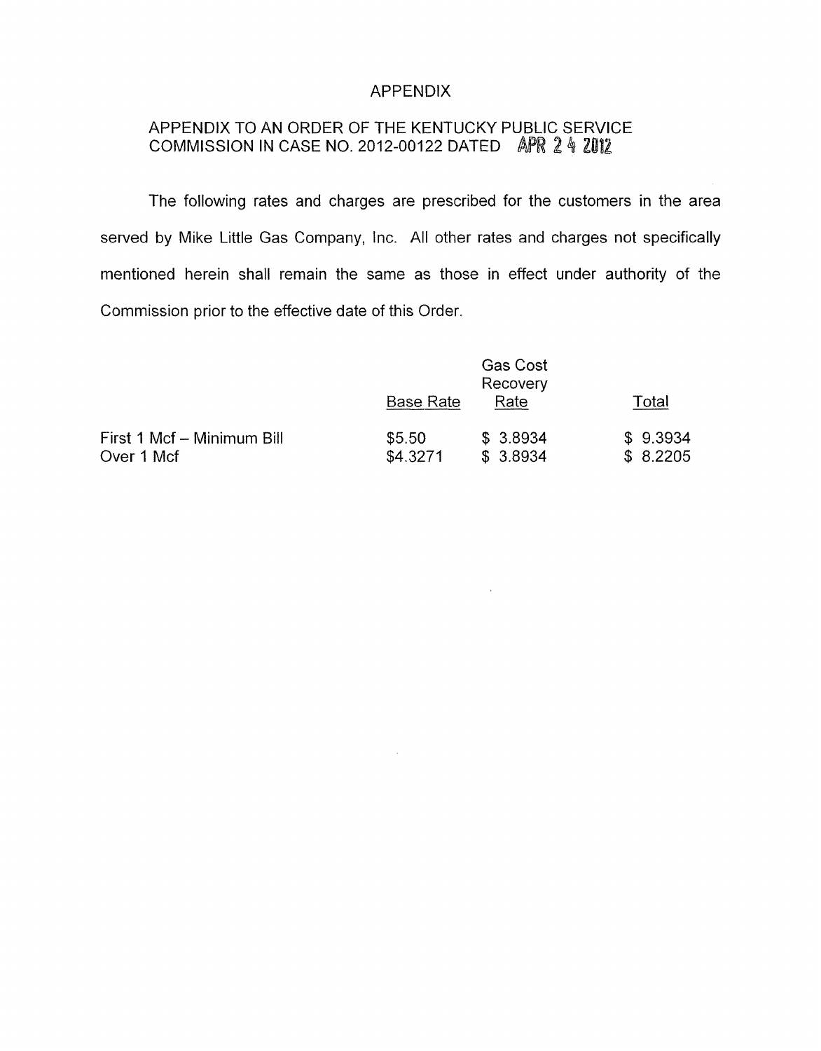# APPENDIX

## APPENDIX TO AN ORDER OF THE KENTUCKY PUBLIC SERVICE COMMISSION IN CASE NO. 2012-00122 DATED APR 24 2012

The following rates and charges are prescribed for the customers in the area served by Mike Little Gas Company, Inc. All other rates and charges not specifically mentioned herein shall remain the same as those in effect under authority of the Commission prior to the effective date of this Order.

| | Base Rate | Gas Cost Recovery Rate | Total |
|---|---|---|---|
| First 1 Mcf – Minimum Bill | $5.50 | $ 3.8934 | $ 9.3934 |
| Over 1 Mcf | $4.3271 | $ 3.8934 | $ 8.2205 |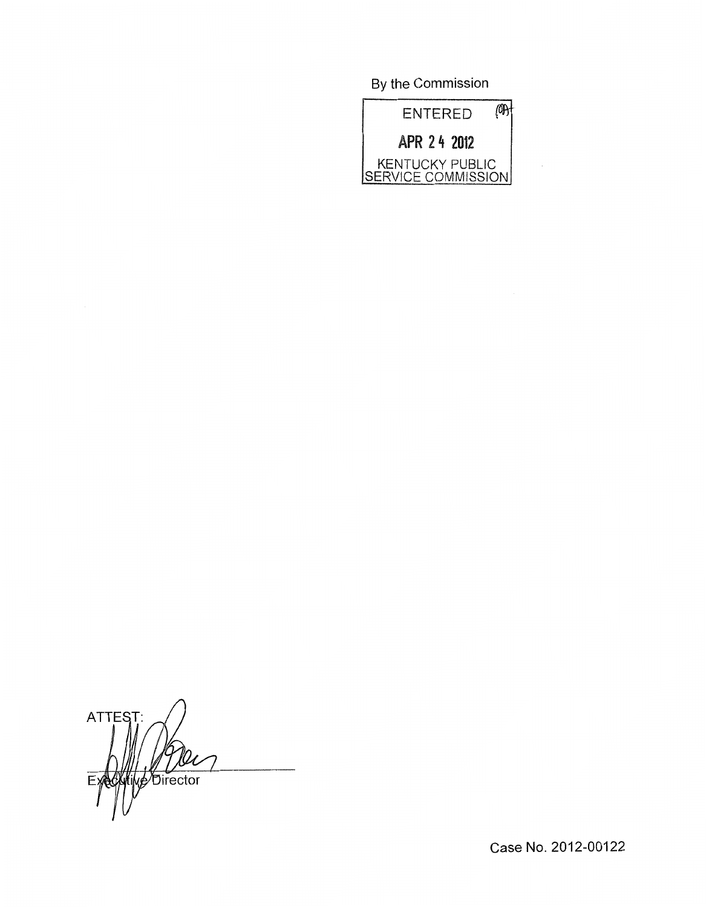By the Commission

ENTERED

APR 24 2012

KENTUCKY PUBLIC SERVICE COMMISSION

ATTEST:

Executive Director

Case No. 2012-00122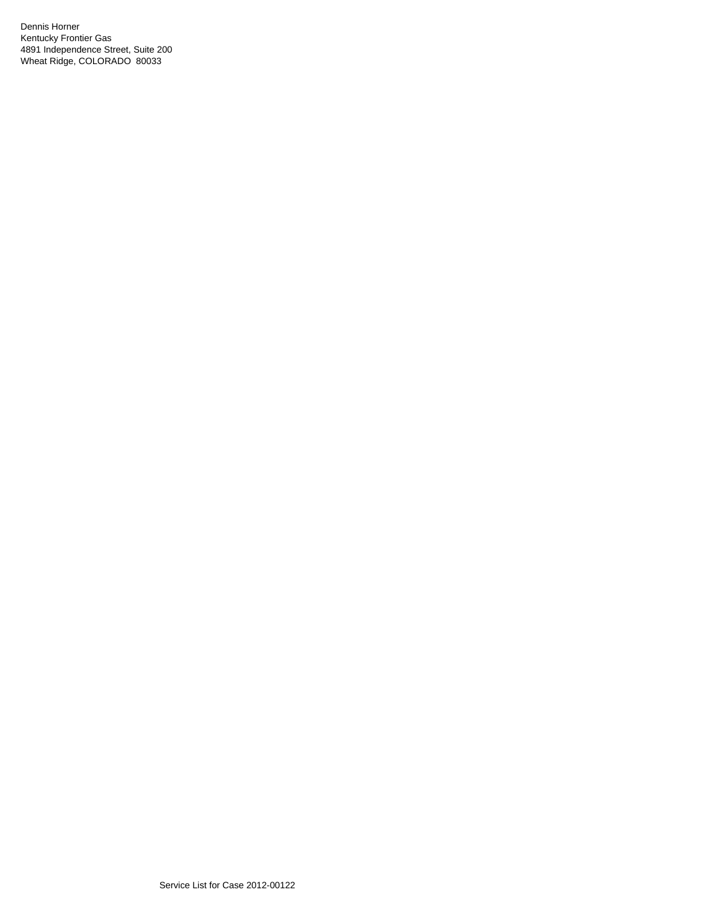Dennis Horner
Kentucky Frontier Gas
4891 Independence Street, Suite 200
Wheat Ridge, COLORADO  80033